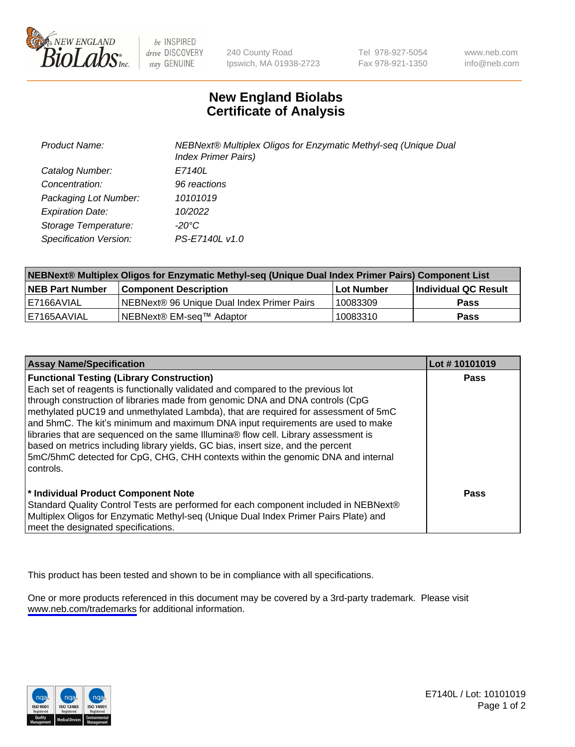# New England Biolabs Certificate of Analysis

| | |
|---|---|
| *Product Name:* | *NEBNext® Multiplex Oligos for Enzymatic Methyl-seq (Unique Dual Index Primer Pairs)* |
| *Catalog Number:* | *E7140L* |
| *Concentration:* | *96 reactions* |
| *Packaging Lot Number:* | *10101019* |
| *Expiration Date:* | *10/2022* |
| *Storage Temperature:* | *-20°C* |
| *Specification Version:* | *PS-E7140L v1.0* |

| NEBNext® Multiplex Oligos for Enzymatic Methyl-seq (Unique Dual Index Primer Pairs) Component List | | | |
|---|---|---|---|
| **NEB Part Number** | **Component Description** | **Lot Number** | **Individual QC Result** |
| E7166AVIAL | NEBNext® 96 Unique Dual Index Primer Pairs | 10083309 | **Pass** |
| E7165AAVIAL | NEBNext® EM-seq™ Adaptor | 10083310 | **Pass** |

| Assay Name/Specification | Lot # 10101019 |
|---|---|
| **Functional Testing (Library Construction)**<br>Each set of reagents is functionally validated and compared to the previous lot through construction of libraries made from genomic DNA and DNA controls (CpG methylated pUC19 and unmethylated Lambda), that are required for assessment of 5mC and 5hmC. The kit's minimum and maximum DNA input requirements are used to make libraries that are sequenced on the same Illumina® flow cell. Library assessment is based on metrics including library yields, GC bias, insert size, and the percent 5mC/5hmC detected for CpG, CHG, CHH contexts within the genomic DNA and internal controls. | **Pass** |
| **\* Individual Product Component Note**<br>Standard Quality Control Tests are performed for each component included in NEBNext® Multiplex Oligos for Enzymatic Methyl-seq (Unique Dual Index Primer Pairs Plate) and meet the designated specifications. | **Pass** |

This product has been tested and shown to be in compliance with all specifications.

One or more products referenced in this document may be covered by a 3rd-party trademark. Please visit www.neb.com/trademarks for additional information.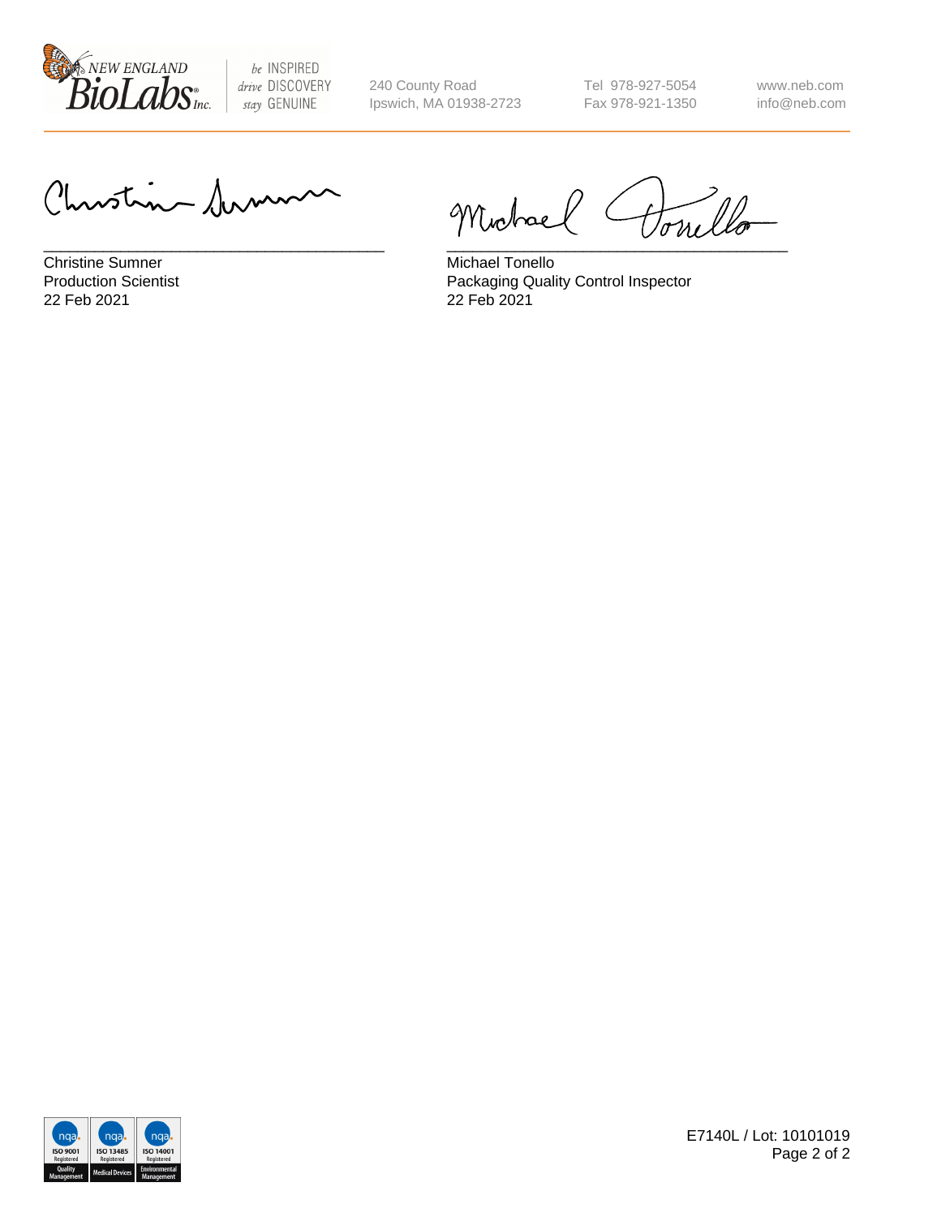240 County Road
Ipswich, MA 01938-2723

Tel 978-927-5054
Fax 978-921-1350

www.neb.com
info@neb.com

\_\_\_\_\_\_\_\_\_\_\_\_\_\_\_\_\_\_\_\_\_\_\_\_\_\_\_\_\_\_\_\_\_\_\_\_\_\_\_\_

Christine Sumner
Production Scientist
22 Feb 2021

\_\_\_\_\_\_\_\_\_\_\_\_\_\_\_\_\_\_\_\_\_\_\_\_\_\_\_\_\_\_\_\_\_\_\_\_\_\_\_\_

Michael Tonello
Packaging Quality Control Inspector
22 Feb 2021

E7140L / Lot: 10101019